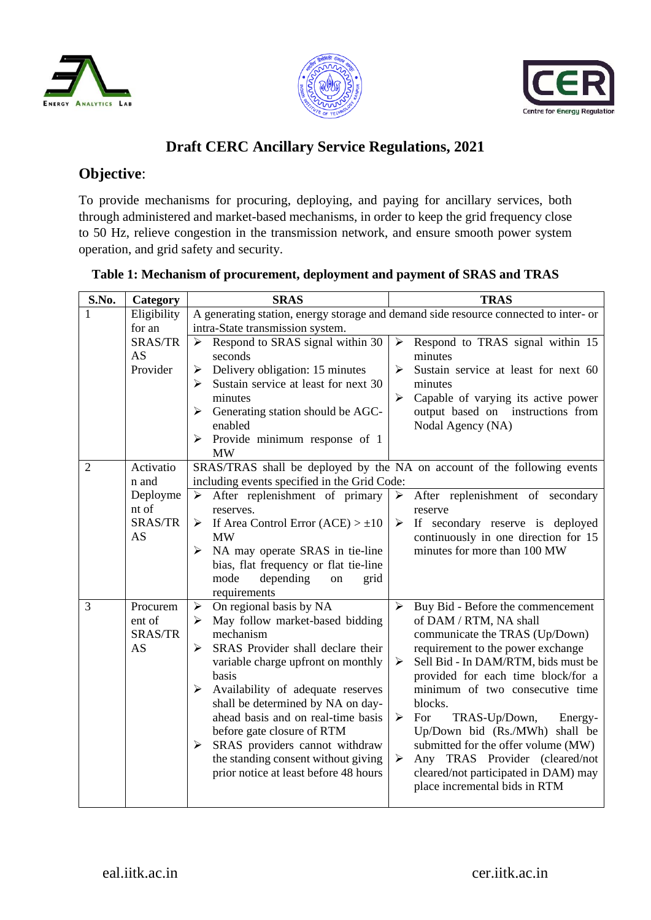# Draft CERC Ancillary Service Regulations, 2021

## Objective:

To provide mechanisms for procuring, deploying, and paying for ancillary services, both through administered and market-based mechanisms, in order to keep the grid frequency close to 50 Hz, relieve congestion in the transmission network, and ensure smooth power system operation, and grid safety and security.

**Table 1: Mechanism of procurement, deployment and payment of SRAS and TRAS**

| S.No. | Category | SRAS | TRAS |
|---|---|---|---|
| 1 | Eligibility for an SRAS/TRAS Provider | A generating station, energy storage and demand side resource connected to inter- or intra-State transmission system.<br>➢ Respond to SRAS signal within 30 seconds<br>➢ Delivery obligation: 15 minutes<br>➢ Sustain service at least for next 30 minutes<br>➢ Generating station should be AGC-enabled<br>➢ Provide minimum response of 1 MW | ➢ Respond to TRAS signal within 15 minutes<br>➢ Sustain service at least for next 60 minutes<br>➢ Capable of varying its active power output based on instructions from Nodal Agency (NA) |
| 2 | Activation and Deployment of SRAS/TRAS | SRAS/TRAS shall be deployed by the NA on account of the following events including events specified in the Grid Code:<br>➢ After replenishment of primary reserves.<br>➢ If Area Control Error (ACE) > ±10 MW<br>➢ NA may operate SRAS in tie-line bias, flat frequency or flat tie-line mode depending on grid requirements | ➢ After replenishment of secondary reserve<br>➢ If secondary reserve is deployed continuously in one direction for 15 minutes for more than 100 MW |
| 3 | Procurement of SRAS/TRAS | ➢ On regional basis by NA<br>➢ May follow market-based bidding mechanism<br>➢ SRAS Provider shall declare their variable charge upfront on monthly basis<br>➢ Availability of adequate reserves shall be determined by NA on day-ahead basis and on real-time basis before gate closure of RTM<br>➢ SRAS providers cannot withdraw the standing consent without giving prior notice at least before 48 hours | ➢ Buy Bid - Before the commencement of DAM / RTM, NA shall communicate the TRAS (Up/Down) requirement to the power exchange<br>➢ Sell Bid - In DAM/RTM, bids must be provided for each time block/for a minimum of two consecutive time blocks.<br>➢ For TRAS-Up/Down, Energy-Up/Down bid (Rs./MWh) shall be submitted for the offer volume (MW)<br>➢ Any TRAS Provider (cleared/not cleared/not participated in DAM) may place incremental bids in RTM |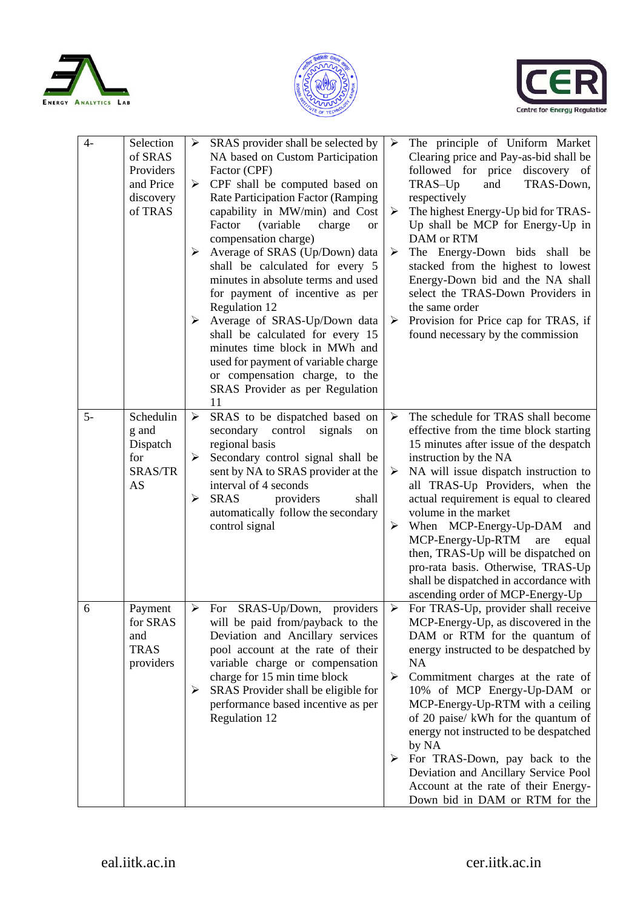| 4- | Selection of SRAS Providers and Price discovery of TRAS | ➢ SRAS provider shall be selected by NA based on Custom Participation Factor (CPF)<br>➢ CPF shall be computed based on Rate Participation Factor (Ramping capability in MW/min) and Cost Factor (variable charge or compensation charge)<br>➢ Average of SRAS (Up/Down) data shall be calculated for every 5 minutes in absolute terms and used for payment of incentive as per Regulation 12<br>➢ Average of SRAS-Up/Down data shall be calculated for every 15 minutes time block in MWh and used for payment of variable charge or compensation charge, to the SRAS Provider as per Regulation 11 | ➢ The principle of Uniform Market Clearing price and Pay-as-bid shall be followed for price discovery of TRAS–Up and TRAS-Down, respectively<br>➢ The highest Energy-Up bid for TRAS-Up shall be MCP for Energy-Up in DAM or RTM<br>➢ The Energy-Down bids shall be stacked from the highest to lowest Energy-Down bid and the NA shall select the TRAS-Down Providers in the same order<br>➢ Provision for Price cap for TRAS, if found necessary by the commission |
|---|---|---|---|
| 5- | Scheduling and Dispatch for SRAS/TRAS | ➢ SRAS to be dispatched based on secondary control signals on regional basis<br>➢ Secondary control signal shall be sent by NA to SRAS provider at the interval of 4 seconds<br>➢ SRAS providers shall automatically follow the secondary control signal | ➢ The schedule for TRAS shall become effective from the time block starting 15 minutes after issue of the despatch instruction by the NA<br>➢ NA will issue dispatch instruction to all TRAS-Up Providers, when the actual requirement is equal to cleared volume in the market<br>➢ When MCP-Energy-Up-DAM and MCP-Energy-Up-RTM are equal then, TRAS-Up will be dispatched on pro-rata basis. Otherwise, TRAS-Up shall be dispatched in accordance with ascending order of MCP-Energy-Up |
| 6 | Payment for SRAS and TRAS providers | ➢ For SRAS-Up/Down, providers will be paid from/payback to the Deviation and Ancillary services pool account at the rate of their variable charge or compensation charge for 15 min time block<br>➢ SRAS Provider shall be eligible for performance based incentive as per Regulation 12 | ➢ For TRAS-Up, provider shall receive MCP-Energy-Up, as discovered in the DAM or RTM for the quantum of energy instructed to be despatched by NA<br>➢ Commitment charges at the rate of 10% of MCP Energy-Up-DAM or MCP-Energy-Up-RTM with a ceiling of 20 paise/ kWh for the quantum of energy not instructed to be despatched by NA<br>➢ For TRAS-Down, pay back to the Deviation and Ancillary Service Pool Account at the rate of their Energy-Down bid in DAM or RTM for the |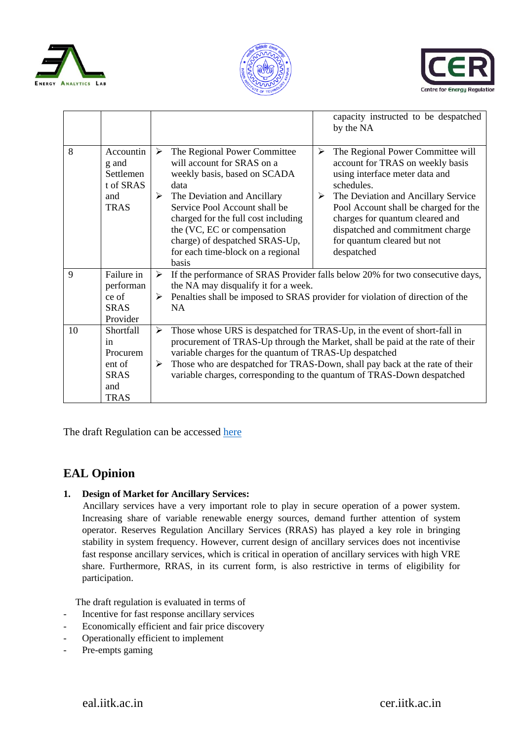|  |  |  | capacity instructed to be despatched by the NA |
|---|---|---|---|
| 8 | Accounting and Settlement of SRAS and TRAS | ➢ The Regional Power Committee will account for SRAS on a weekly basis, based on SCADA data<br>➢ The Deviation and Ancillary Service Pool Account shall be charged for the full cost including the (VC, EC or compensation charge) of despatched SRAS-Up, for each time-block on a regional basis | ➢ The Regional Power Committee will account for TRAS on weekly basis using interface meter data and schedules.<br>➢ The Deviation and Ancillary Service Pool Account shall be charged for the charges for quantum cleared and dispatched and commitment charge for quantum cleared but not despatched |
| 9 | Failure in performance of SRAS Provider | ➢ If the performance of SRAS Provider falls below 20% for two consecutive days, the NA may disqualify it for a week.<br>➢ Penalties shall be imposed to SRAS provider for violation of direction of the NA |  |
| 10 | Shortfall in Procurement of SRAS and TRAS | ➢ Those whose URS is despatched for TRAS-Up, in the event of short-fall in procurement of TRAS-Up through the Market, shall be paid at the rate of their variable charges for the quantum of TRAS-Up despatched<br>➢ Those who are despatched for TRAS-Down, shall pay back at the rate of their variable charges, corresponding to the quantum of TRAS-Down despatched |  |

The draft Regulation can be accessed here

## EAL Opinion

**1. Design of Market for Ancillary Services:**

Ancillary services have a very important role to play in secure operation of a power system. Increasing share of variable renewable energy sources, demand further attention of system operator. Reserves Regulation Ancillary Services (RRAS) has played a key role in bringing stability in system frequency. However, current design of ancillary services does not incentivise fast response ancillary services, which is critical in operation of ancillary services with high VRE share. Furthermore, RRAS, in its current form, is also restrictive in terms of eligibility for participation.

The draft regulation is evaluated in terms of

- Incentive for fast response ancillary services
- Economically efficient and fair price discovery
- Operationally efficient to implement
- Pre-empts gaming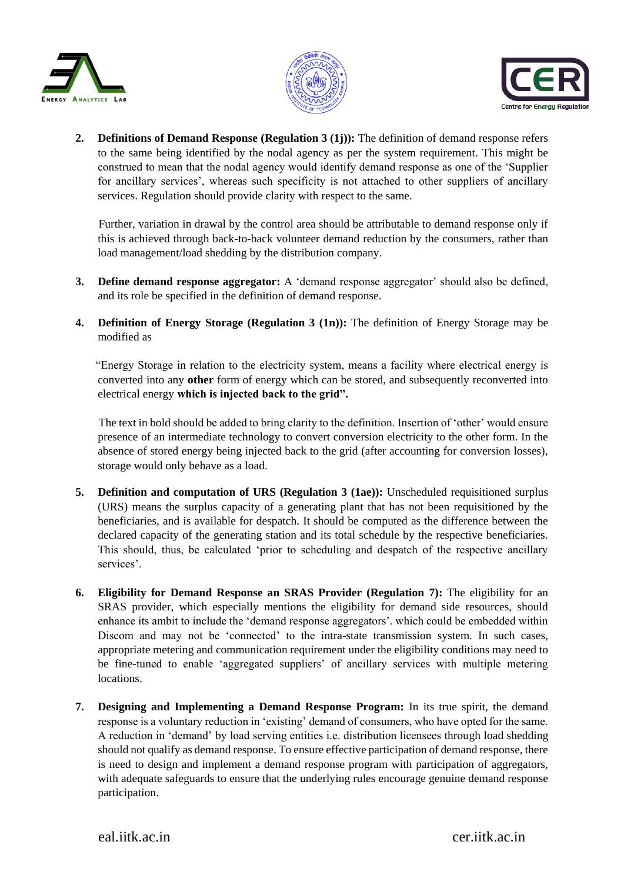2. **Definitions of Demand Response (Regulation 3 (1j)):** The definition of demand response refers to the same being identified by the nodal agency as per the system requirement. This might be construed to mean that the nodal agency would identify demand response as one of the 'Supplier for ancillary services', whereas such specificity is not attached to other suppliers of ancillary services. Regulation should provide clarity with respect to the same.

   Further, variation in drawal by the control area should be attributable to demand response only if this is achieved through back-to-back volunteer demand reduction by the consumers, rather than load management/load shedding by the distribution company.

3. **Define demand response aggregator:** A 'demand response aggregator' should also be defined, and its role be specified in the definition of demand response.

4. **Definition of Energy Storage (Regulation 3 (1n)):** The definition of Energy Storage may be modified as

   "Energy Storage in relation to the electricity system, means a facility where electrical energy is converted into any **other** form of energy which can be stored, and subsequently reconverted into electrical energy **which is injected back to the grid".**

   The text in bold should be added to bring clarity to the definition. Insertion of 'other' would ensure presence of an intermediate technology to convert conversion electricity to the other form. In the absence of stored energy being injected back to the grid (after accounting for conversion losses), storage would only behave as a load.

5. **Definition and computation of URS (Regulation 3 (1ae)):** Unscheduled requisitioned surplus (URS) means the surplus capacity of a generating plant that has not been requisitioned by the beneficiaries, and is available for despatch. It should be computed as the difference between the declared capacity of the generating station and its total schedule by the respective beneficiaries. This should, thus, be calculated 'prior to scheduling and despatch of the respective ancillary services'.

6. **Eligibility for Demand Response an SRAS Provider (Regulation 7):** The eligibility for an SRAS provider, which especially mentions the eligibility for demand side resources, should enhance its ambit to include the 'demand response aggregators'. which could be embedded within Discom and may not be 'connected' to the intra-state transmission system. In such cases, appropriate metering and communication requirement under the eligibility conditions may need to be fine-tuned to enable 'aggregated suppliers' of ancillary services with multiple metering locations.

7. **Designing and Implementing a Demand Response Program:** In its true spirit, the demand response is a voluntary reduction in 'existing' demand of consumers, who have opted for the same. A reduction in 'demand' by load serving entities i.e. distribution licensees through load shedding should not qualify as demand response. To ensure effective participation of demand response, there is need to design and implement a demand response program with participation of aggregators, with adequate safeguards to ensure that the underlying rules encourage genuine demand response participation.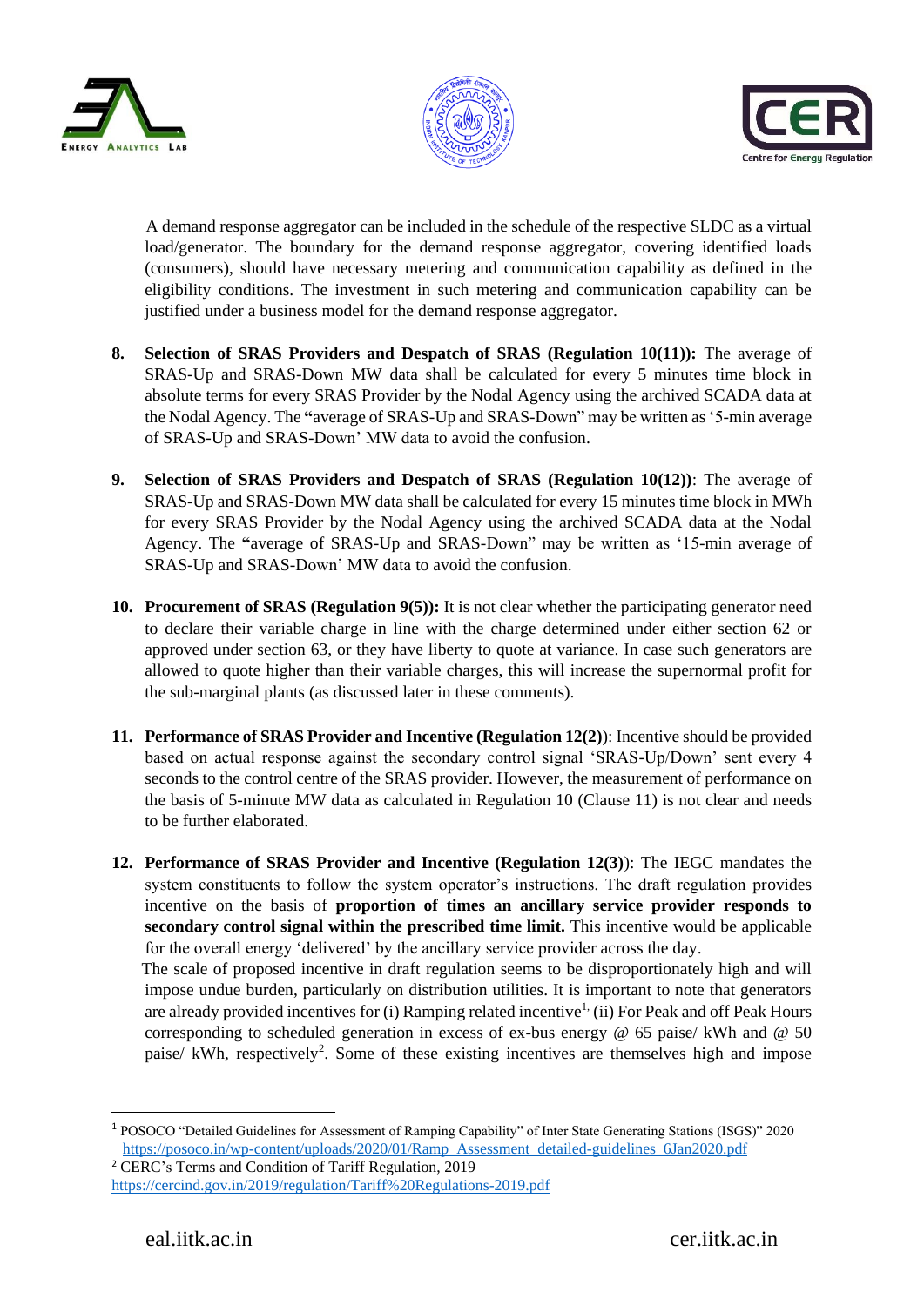A demand response aggregator can be included in the schedule of the respective SLDC as a virtual load/generator. The boundary for the demand response aggregator, covering identified loads (consumers), should have necessary metering and communication capability as defined in the eligibility conditions. The investment in such metering and communication capability can be justified under a business model for the demand response aggregator.

8. **Selection of SRAS Providers and Despatch of SRAS (Regulation 10(11)):** The average of SRAS-Up and SRAS-Down MW data shall be calculated for every 5 minutes time block in absolute terms for every SRAS Provider by the Nodal Agency using the archived SCADA data at the Nodal Agency. The **"**average of SRAS-Up and SRAS-Down" may be written as '5-min average of SRAS-Up and SRAS-Down' MW data to avoid the confusion.

9. **Selection of SRAS Providers and Despatch of SRAS (Regulation 10(12))**: The average of SRAS-Up and SRAS-Down MW data shall be calculated for every 15 minutes time block in MWh for every SRAS Provider by the Nodal Agency using the archived SCADA data at the Nodal Agency. The **"**average of SRAS-Up and SRAS-Down" may be written as '15-min average of SRAS-Up and SRAS-Down' MW data to avoid the confusion.

10. **Procurement of SRAS (Regulation 9(5)):** It is not clear whether the participating generator need to declare their variable charge in line with the charge determined under either section 62 or approved under section 63, or they have liberty to quote at variance. In case such generators are allowed to quote higher than their variable charges, this will increase the supernormal profit for the sub-marginal plants (as discussed later in these comments).

11. **Performance of SRAS Provider and Incentive (Regulation 12(2)**): Incentive should be provided based on actual response against the secondary control signal 'SRAS-Up/Down' sent every 4 seconds to the control centre of the SRAS provider. However, the measurement of performance on the basis of 5-minute MW data as calculated in Regulation 10 (Clause 11) is not clear and needs to be further elaborated.

12. **Performance of SRAS Provider and Incentive (Regulation 12(3)**): The IEGC mandates the system constituents to follow the system operator's instructions. The draft regulation provides incentive on the basis of **proportion of times an ancillary service provider responds to secondary control signal within the prescribed time limit.** This incentive would be applicable for the overall energy 'delivered' by the ancillary service provider across the day.
The scale of proposed incentive in draft regulation seems to be disproportionately high and will impose undue burden, particularly on distribution utilities. It is important to note that generators are already provided incentives for (i) Ramping related incentive[1], (ii) For Peak and off Peak Hours corresponding to scheduled generation in excess of ex-bus energy @ 65 paise/ kWh and @ 50 paise/ kWh, respectively[2]. Some of these existing incentives are themselves high and impose

---

[1] POSOCO "Detailed Guidelines for Assessment of Ramping Capability" of Inter State Generating Stations (ISGS)" 2020 https://posoco.in/wp-content/uploads/2020/01/Ramp_Assessment_detailed-guidelines_6Jan2020.pdf

[2] CERC's Terms and Condition of Tariff Regulation, 2019 https://cercind.gov.in/2019/regulation/Tariff%20Regulations-2019.pdf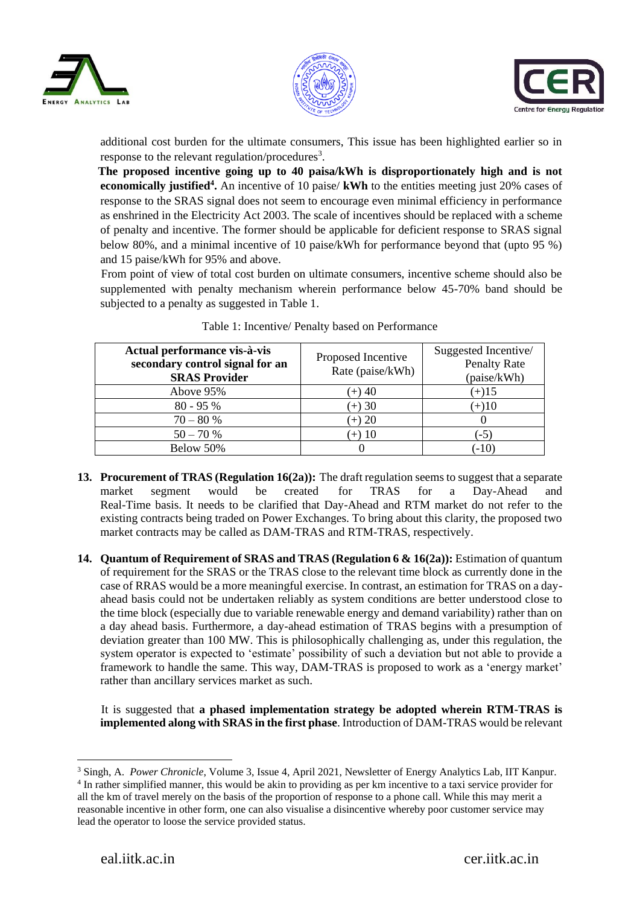additional cost burden for the ultimate consumers, This issue has been highlighted earlier so in response to the relevant regulation/procedures[3].

**The proposed incentive going up to 40 paisa/kWh is disproportionately high and is not economically justified[4].** An incentive of 10 paise/ **kWh** to the entities meeting just 20% cases of response to the SRAS signal does not seem to encourage even minimal efficiency in performance as enshrined in the Electricity Act 2003. The scale of incentives should be replaced with a scheme of penalty and incentive. The former should be applicable for deficient response to SRAS signal below 80%, and a minimal incentive of 10 paise/kWh for performance beyond that (upto 95 %) and 15 paise/kWh for 95% and above.

From point of view of total cost burden on ultimate consumers, incentive scheme should also be supplemented with penalty mechanism wherein performance below 45-70% band should be subjected to a penalty as suggested in Table 1.

Table 1: Incentive/ Penalty based on Performance

| **Actual performance vis-à-vis secondary control signal for an SRAS Provider** | Proposed Incentive Rate (paise/kWh) | Suggested Incentive/ Penalty Rate (paise/kWh) |
|---|---|---|
| Above 95% | (+) 40 | (+)15 |
| 80 - 95 % | (+) 30 | (+)10 |
| 70 – 80 % | (+) 20 | 0 |
| 50 – 70 % | (+) 10 | (-5) |
| Below 50% | 0 | (-10) |

13. **Procurement of TRAS (Regulation 16(2a)):** The draft regulation seems to suggest that a separate market segment would be created for TRAS for a Day-Ahead and Real-Time basis. It needs to be clarified that Day-Ahead and RTM market do not refer to the existing contracts being traded on Power Exchanges. To bring about this clarity, the proposed two market contracts may be called as DAM-TRAS and RTM-TRAS, respectively.

14. **Quantum of Requirement of SRAS and TRAS (Regulation 6 & 16(2a)):** Estimation of quantum of requirement for the SRAS or the TRAS close to the relevant time block as currently done in the case of RRAS would be a more meaningful exercise. In contrast, an estimation for TRAS on a day-ahead basis could not be undertaken reliably as system conditions are better understood close to the time block (especially due to variable renewable energy and demand variability) rather than on a day ahead basis. Furthermore, a day-ahead estimation of TRAS begins with a presumption of deviation greater than 100 MW. This is philosophically challenging as, under this regulation, the system operator is expected to 'estimate' possibility of such a deviation but not able to provide a framework to handle the same. This way, DAM-TRAS is proposed to work as a 'energy market' rather than ancillary services market as such.

    It is suggested that **a phased implementation strategy be adopted wherein RTM-TRAS is implemented along with SRAS in the first phase**. Introduction of DAM-TRAS would be relevant

---

[3] Singh, A. *Power Chronicle*, Volume 3, Issue 4, April 2021, Newsletter of Energy Analytics Lab, IIT Kanpur.

[4] In rather simplified manner, this would be akin to providing as per km incentive to a taxi service provider for all the km of travel merely on the basis of the proportion of response to a phone call. While this may merit a reasonable incentive in other form, one can also visualise a disincentive whereby poor customer service may lead the operator to loose the service provided status.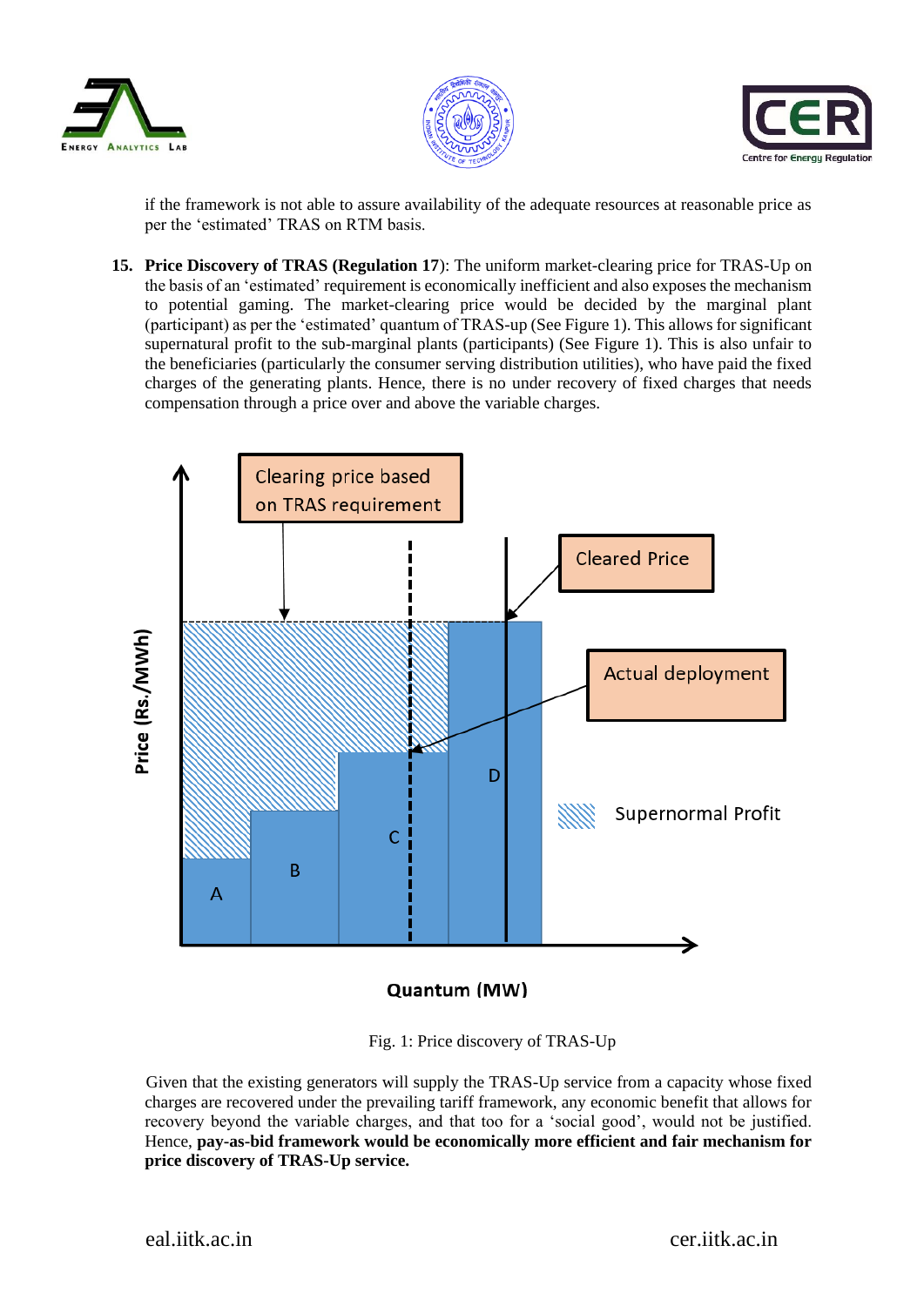if the framework is not able to assure availability of the adequate resources at reasonable price as per the 'estimated' TRAS on RTM basis.

15. **Price Discovery of TRAS (Regulation 17)**: The uniform market-clearing price for TRAS-Up on the basis of an 'estimated' requirement is economically inefficient and also exposes the mechanism to potential gaming. The market-clearing price would be decided by the marginal plant (participant) as per the 'estimated' quantum of TRAS-up (See Figure 1). This allows for significant supernatural profit to the sub-marginal plants (participants) (See Figure 1). This is also unfair to the beneficiaries (particularly the consumer serving distribution utilities), who have paid the fixed charges of the generating plants. Hence, there is no under recovery of fixed charges that needs compensation through a price over and above the variable charges.

Fig. 1: Price discovery of TRAS-Up

Given that the existing generators will supply the TRAS-Up service from a capacity whose fixed charges are recovered under the prevailing tariff framework, any economic benefit that allows for recovery beyond the variable charges, and that too for a 'social good', would not be justified. Hence, **pay-as-bid framework would be economically more efficient and fair mechanism for price discovery of TRAS-Up service.**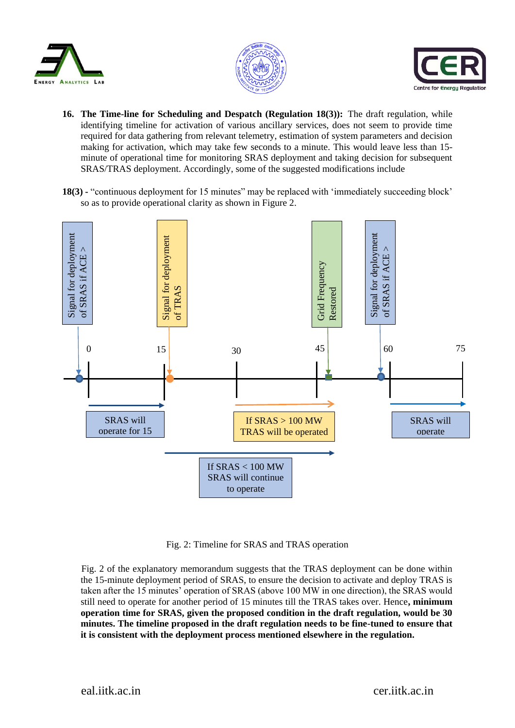16. **The Time-line for Scheduling and Despatch (Regulation 18(3)):** The draft regulation, while identifying timeline for activation of various ancillary services, does not seem to provide time required for data gathering from relevant telemetry, estimation of system parameters and decision making for activation, which may take few seconds to a minute. This would leave less than 15-minute of operational time for monitoring SRAS deployment and taking decision for subsequent SRAS/TRAS deployment. Accordingly, some of the suggested modifications include

**18(3) -** "continuous deployment for 15 minutes" may be replaced with 'immediately succeeding block' so as to provide operational clarity as shown in Figure 2.

Signal for deployment of SRAS if ACE >

Signal for deployment of TRAS

Grid Frequency Restored

Signal for deployment of SRAS if ACE >

0 15 30 45 60 75

SRAS will operate for 15

If SRAS > 100 MW TRAS will be operated

SRAS will operate

If SRAS < 100 MW SRAS will continue to operate

Fig. 2: Timeline for SRAS and TRAS operation

Fig. 2 of the explanatory memorandum suggests that the TRAS deployment can be done within the 15-minute deployment period of SRAS, to ensure the decision to activate and deploy TRAS is taken after the 15 minutes' operation of SRAS (above 100 MW in one direction), the SRAS would still need to operate for another period of 15 minutes till the TRAS takes over. Hence**, minimum operation time for SRAS, given the proposed condition in the draft regulation, would be 30 minutes. The timeline proposed in the draft regulation needs to be fine-tuned to ensure that it is consistent with the deployment process mentioned elsewhere in the regulation.**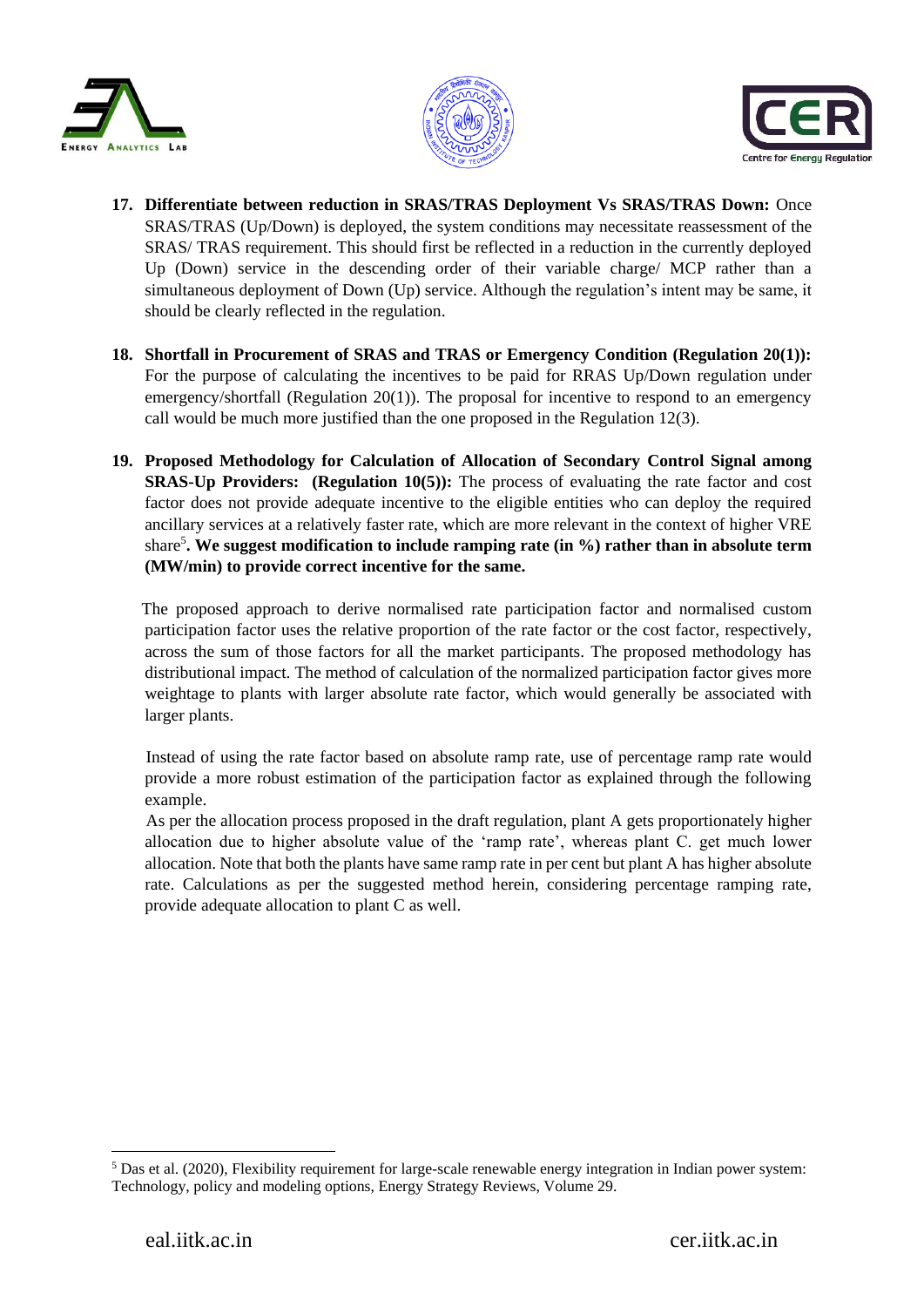17. **Differentiate between reduction in SRAS/TRAS Deployment Vs SRAS/TRAS Down:** Once SRAS/TRAS (Up/Down) is deployed, the system conditions may necessitate reassessment of the SRAS/ TRAS requirement. This should first be reflected in a reduction in the currently deployed Up (Down) service in the descending order of their variable charge/ MCP rather than a simultaneous deployment of Down (Up) service. Although the regulation's intent may be same, it should be clearly reflected in the regulation.

18. **Shortfall in Procurement of SRAS and TRAS or Emergency Condition (Regulation 20(1)):** For the purpose of calculating the incentives to be paid for RRAS Up/Down regulation under emergency/shortfall (Regulation 20(1)). The proposal for incentive to respond to an emergency call would be much more justified than the one proposed in the Regulation 12(3).

19. **Proposed Methodology for Calculation of Allocation of Secondary Control Signal among SRAS-Up Providers: (Regulation 10(5)):** The process of evaluating the rate factor and cost factor does not provide adequate incentive to the eligible entities who can deploy the required ancillary services at a relatively faster rate, which are more relevant in the context of higher VRE share[5]**. We suggest modification to include ramping rate (in %) rather than in absolute term (MW/min) to provide correct incentive for the same.**

    The proposed approach to derive normalised rate participation factor and normalised custom participation factor uses the relative proportion of the rate factor or the cost factor, respectively, across the sum of those factors for all the market participants. The proposed methodology has distributional impact. The method of calculation of the normalized participation factor gives more weightage to plants with larger absolute rate factor, which would generally be associated with larger plants.

    Instead of using the rate factor based on absolute ramp rate, use of percentage ramp rate would provide a more robust estimation of the participation factor as explained through the following example.

    As per the allocation process proposed in the draft regulation, plant A gets proportionately higher allocation due to higher absolute value of the 'ramp rate', whereas plant C. get much lower allocation. Note that both the plants have same ramp rate in per cent but plant A has higher absolute rate. Calculations as per the suggested method herein, considering percentage ramping rate, provide adequate allocation to plant C as well.

[5] Das et al. (2020), Flexibility requirement for large-scale renewable energy integration in Indian power system: Technology, policy and modeling options, Energy Strategy Reviews, Volume 29.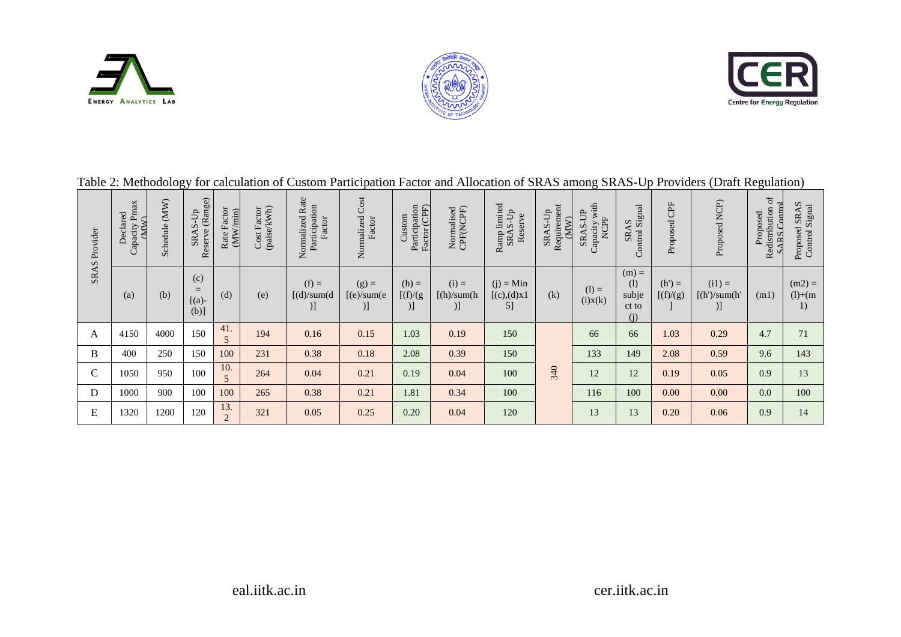Table 2: Methodology for calculation of Custom Participation Factor and Allocation of SRAS among SRAS-Up Providers (Draft Regulation)

| SRAS Provider | Declared Capacity Pmax (MW) | Schedule (MW) | SRAS-Up Reserve (Range) | Rate Factor (MW/min) | Cost Factor (paise/kWh) | Normalized Rate Participation Factor | Normalized Cost Factor | Custom Participation Factor (CPF) | Normalised CPF(NCPF) | Ramp limited SRAS-Up Reserve | SRAS-Up Requirement (MW) | SRAS-UP Capacity with NCPF | SRAS Control Signal | Proposed CPF | Proposed NCP) | Proposed Redistribution of SARS Control | Proposed SRAS Control Signal |
|---|---|---|---|---|---|---|---|---|---|---|---|---|---|---|---|---|---|
| | (a) | (b) | (c) = [(a)-(b)] | (d) | (e) | (f) = [(d)/sum(d)] | (g) = [(e)/sum(e)] | (h) = [(f)/(g)] | (i) = [(h)/sum(h)] | (j) = Min [(c),(d)x15] | (k) | (l) = (i)x(k) | (m) = (l) subject to (j) | (h') = [(f)/(g)] | (i1) = [(h')/sum(h')] | (m1) | (m2) = (l)+(m1) |
| A | 4150 | 4000 | 150 | 41.5 | 194 | 0.16 | 0.15 | 1.03 | 0.19 | 150 | 340 | 66 | 66 | 1.03 | 0.29 | 4.7 | 71 |
| B | 400 | 250 | 150 | 100 | 231 | 0.38 | 0.18 | 2.08 | 0.39 | 150 | | 133 | 149 | 2.08 | 0.59 | 9.6 | 143 |
| C | 1050 | 950 | 100 | 10.5 | 264 | 0.04 | 0.21 | 0.19 | 0.04 | 100 | | 12 | 12 | 0.19 | 0.05 | 0.9 | 13 |
| D | 1000 | 900 | 100 | 100 | 265 | 0.38 | 0.21 | 1.81 | 0.34 | 100 | | 116 | 100 | 0.00 | 0.00 | 0.0 | 100 |
| E | 1320 | 1200 | 120 | 13.2 | 321 | 0.05 | 0.25 | 0.20 | 0.04 | 120 | | 13 | 13 | 0.20 | 0.06 | 0.9 | 14 |

eal.iitk.ac.in

cer.iitk.ac.in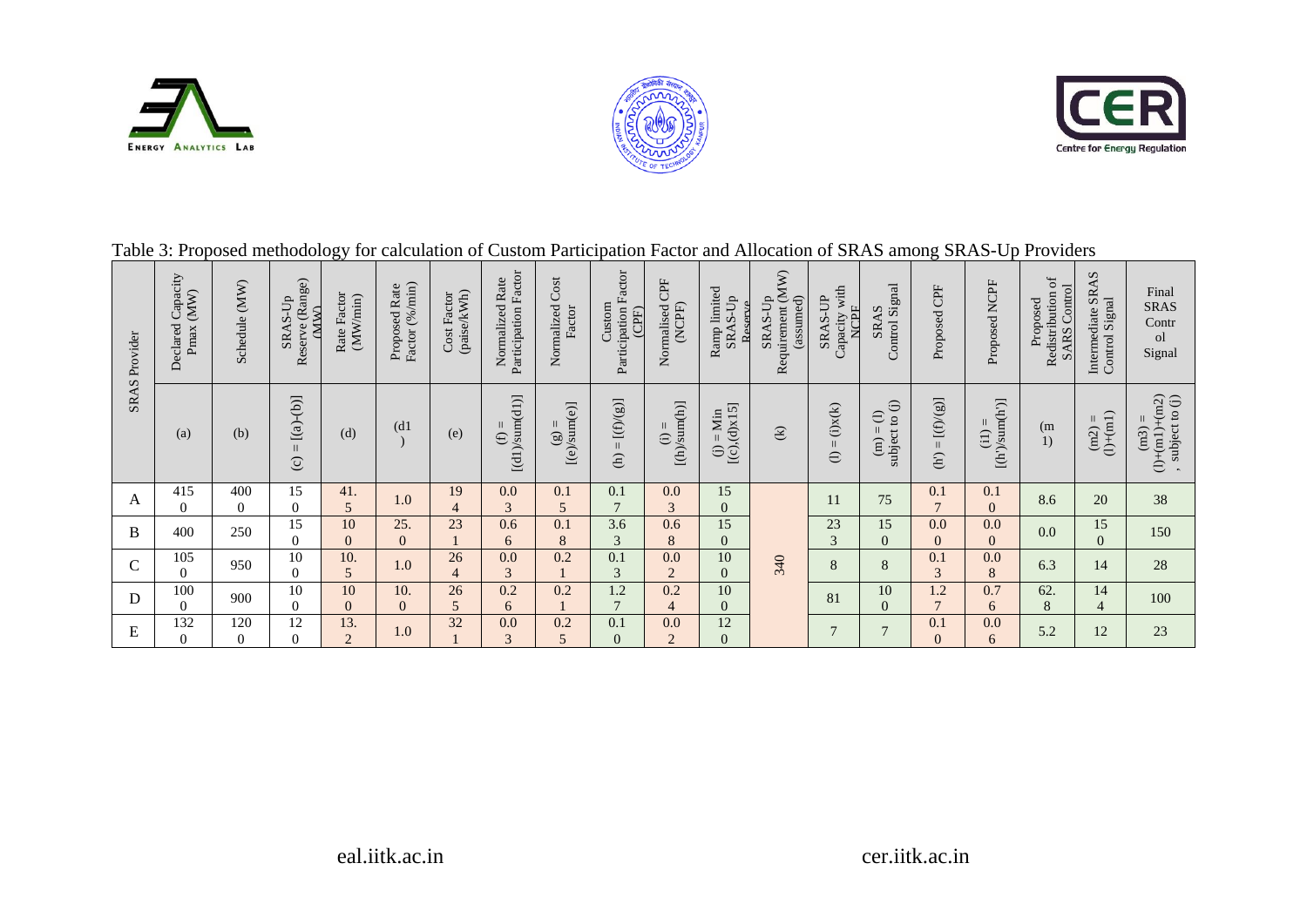Table 3: Proposed methodology for calculation of Custom Participation Factor and Allocation of SRAS among SRAS-Up Providers

| SRAS Provider | Declared Capacity Pmax (MW) | Schedule (MW) | SRAS-Up Reserve (Range) (MW) | Rate Factor (MW/min) | Proposed Rate Factor (%/min) | Cost Factor (paise/kWh) | Normalized Rate Participation Factor | Normalized Cost Factor | Custom Participation Factor (CPF) | Normalised CPF (NCPF) | Ramp limited SRAS-Up Reserve | SRAS-Up Requirement (MW) (assumed) | SRAS-UP Capacity with NCPF | SRAS Control Signal | Proposed CPF | Proposed NCPF | Proposed Redistribution of SARS Control | Intermediate SRAS Control Signal | Final SRAS Control Signal |
|---|---|---|---|---|---|---|---|---|---|---|---|---|---|---|---|---|---|---|---|
| | (a) | (b) | (c) = [(a)-(b)] | (d) | (d1) | (e) | (f) = [(d1)/sum(d1)] | (g) = [(e)/sum(e)] | (h) = [(f)/(g)] | (i) = [(h)/sum(h)] | (j) = Min [(c),(d)x15] | (k) | (l) = (i)x(k) | (m) = (l) subject to (j) | (h') = [(f)/(g)] | (i1) = [(h')/sum(h')] | (m1) | (m2) = (l)+(m1) | (m3) = (l)+(m1)+(m2), subject to (j) |
| A | 4150 | 4000 | 150 | 41.5 | 1.0 | 194 | 0.03 | 0.15 | 0.17 | 0.03 | 150 | 340 | 11 | 75 | 0.17 | 0.10 | 8.6 | 20 | 38 |
| B | 400 | 250 | 150 | 100 | 25.0 | 231 | 0.66 | 0.18 | 3.63 | 0.68 | 150 | | 233 | 150 | 0.00 | 0.00 | 0.0 | 150 | 150 |
| C | 1050 | 950 | 100 | 10.5 | 1.0 | 264 | 0.03 | 0.21 | 0.13 | 0.02 | 100 | | 8 | 8 | 0.13 | 0.08 | 6.3 | 14 | 28 |
| D | 1000 | 900 | 100 | 100 | 10.0 | 265 | 0.26 | 0.21 | 1.27 | 0.24 | 100 | | 81 | 100 | 1.27 | 0.76 | 62.8 | 144 | 100 |
| E | 1320 | 1200 | 120 | 13.2 | 1.0 | 321 | 0.03 | 0.25 | 0.10 | 0.02 | 120 | | 7 | 7 | 0.10 | 0.06 | 5.2 | 12 | 23 |

eal.iitk.ac.in　　　　cer.iitk.ac.in